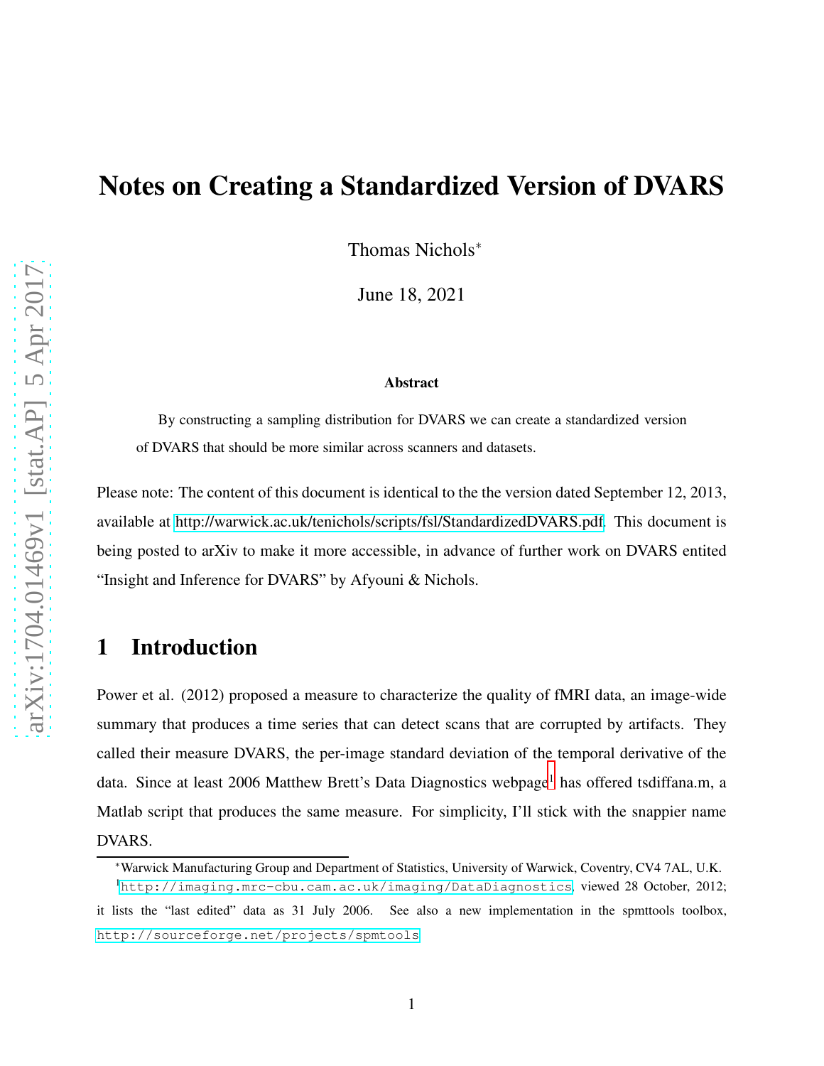# Notes on Creating a Standardized Version of DVARS

Thomas Nichols[*]

June 18, 2021

### Abstract

By constructing a sampling distribution for DVARS we can create a standardized version of DVARS that should be more similar across scanners and datasets.

Please note: The content of this document is identical to the the version dated September 12, 2013, available at http://warwick.ac.uk/tenichols/scripts/fsl/StandardizedDVARS.pdf. This document is being posted to arXiv to make it more accessible, in advance of further work on DVARS entited "Insight and Inference for DVARS" by Afyouni & Nichols.

## 1 Introduction

Power et al. (2012) proposed a measure to characterize the quality of fMRI data, an image-wide summary that produces a time series that can detect scans that are corrupted by artifacts. They called their measure DVARS, the per-image standard deviation of the temporal derivative of the data. Since at least 2006 Matthew Brett's Data Diagnostics webpage[1] has offered tsdiffana.m, a Matlab script that produces the same measure. For simplicity, I'll stick with the snappier name DVARS.

[*]Warwick Manufacturing Group and Department of Statistics, University of Warwick, Coventry, CV4 7AL, U.K.

[1]http://imaging.mrc-cbu.cam.ac.uk/imaging/DataDiagnostics, viewed 28 October, 2012; it lists the "last edited" data as 31 July 2006. See also a new implementation in the spmttools toolbox, http://sourceforge.net/projects/spmtools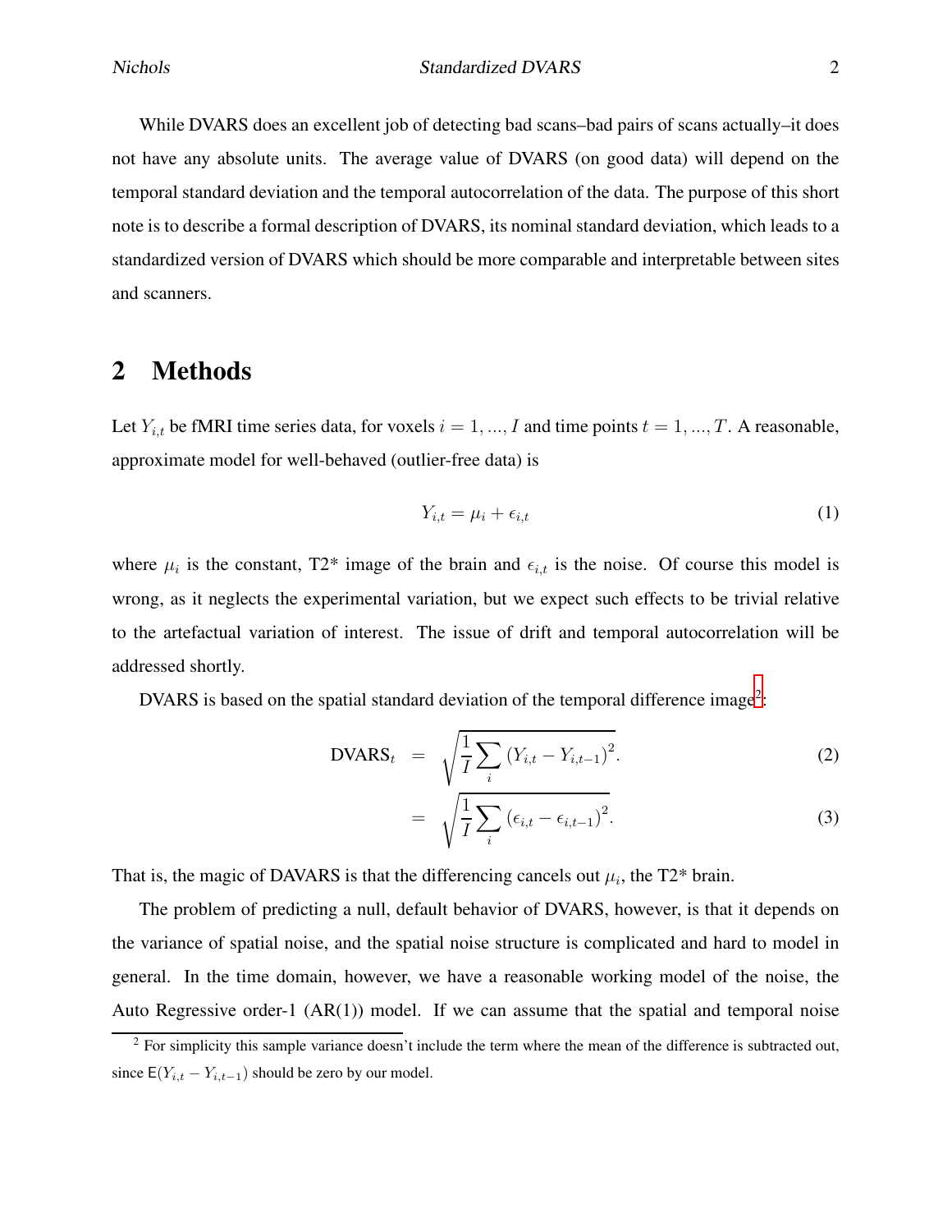While DVARS does an excellent job of detecting bad scans–bad pairs of scans actually–it does not have any absolute units. The average value of DVARS (on good data) will depend on the temporal standard deviation and the temporal autocorrelation of the data. The purpose of this short note is to describe a formal description of DVARS, its nominal standard deviation, which leads to a standardized version of DVARS which should be more comparable and interpretable between sites and scanners.

## 2 Methods

Let $Y_{i,t}$ be fMRI time series data, for voxels $i = 1, ..., I$ and time points $t = 1, ..., T$. A reasonable, approximate model for well-behaved (outlier-free data) is

$$Y_{i,t} = \mu_i + \epsilon_{i,t} \tag{1}$$

where $\mu_i$ is the constant, T2* image of the brain and $\epsilon_{i,t}$ is the noise. Of course this model is wrong, as it neglects the experimental variation, but we expect such effects to be trivial relative to the artefactual variation of interest. The issue of drift and temporal autocorrelation will be addressed shortly.

DVARS is based on the spatial standard deviation of the temporal difference image[2]:

$$\text{DVARS}_t = \sqrt{\frac{1}{I}\sum_i \left(Y_{i,t} - Y_{i,t-1}\right)^2}. \tag{2}$$

$$= \sqrt{\frac{1}{I}\sum_i \left(\epsilon_{i,t} - \epsilon_{i,t-1}\right)^2}. \tag{3}$$

That is, the magic of DAVARS is that the differencing cancels out $\mu_i$, the T2* brain.

The problem of predicting a null, default behavior of DVARS, however, is that it depends on the variance of spatial noise, and the spatial noise structure is complicated and hard to model in general. In the time domain, however, we have a reasonable working model of the noise, the Auto Regressive order-1 (AR(1)) model. If we can assume that the spatial and temporal noise

[2] For simplicity this sample variance doesn't include the term where the mean of the difference is subtracted out, since $\mathsf{E}(Y_{i,t} - Y_{i,t-1})$ should be zero by our model.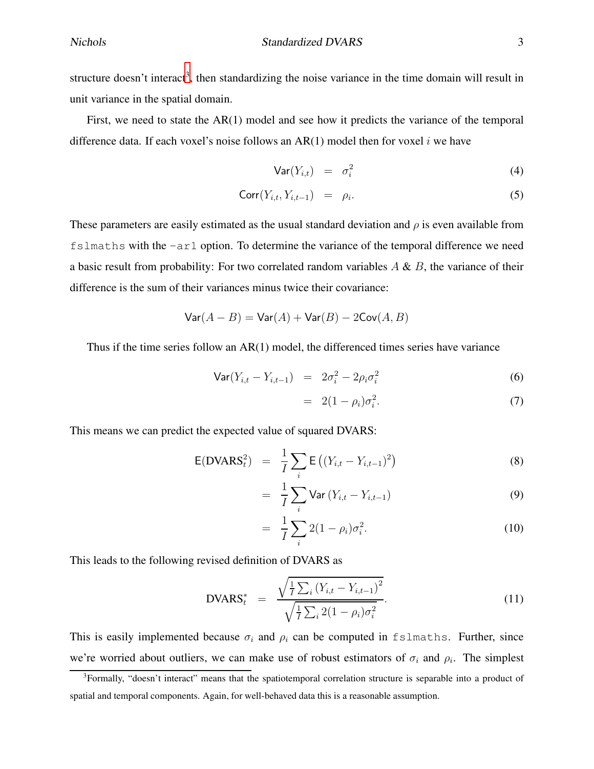structure doesn't interact[3], then standardizing the noise variance in the time domain will result in unit variance in the spatial domain.

First, we need to state the AR(1) model and see how it predicts the variance of the temporal difference data. If each voxel's noise follows an AR(1) model then for voxel $i$ we have

$$
\begin{aligned}
\mathsf{Var}(Y_{i,t}) &= \sigma_i^2 \qquad (4)\\
\mathsf{Corr}(Y_{i,t}, Y_{i,t-1}) &= \rho_i. \qquad (5)
\end{aligned}
$$

These parameters are easily estimated as the usual standard deviation and $\rho$ is even available from `fslmaths` with the `-ar1` option. To determine the variance of the temporal difference we need a basic result from probability: For two correlated random variables $A$ & $B$, the variance of their difference is the sum of their variances minus twice their covariance:

$$
\mathsf{Var}(A - B) = \mathsf{Var}(A) + \mathsf{Var}(B) - 2\mathsf{Cov}(A, B)
$$

Thus if the time series follow an AR(1) model, the differenced times series have variance

$$
\begin{aligned}
\mathsf{Var}(Y_{i,t} - Y_{i,t-1}) &= 2\sigma_i^2 - 2\rho_i\sigma_i^2 \qquad (6)\\
&= 2(1-\rho_i)\sigma_i^2. \qquad (7)
\end{aligned}
$$

This means we can predict the expected value of squared DVARS:

$$
\begin{aligned}
\mathsf{E}(\text{DVARS}_t^2) &= \frac{1}{I}\sum_i \mathsf{E}\left((Y_{i,t} - Y_{i,t-1})^2\right) \qquad (8)\\
&= \frac{1}{I}\sum_i \mathsf{Var}\left(Y_{i,t} - Y_{i,t-1}\right) \qquad (9)\\
&= \frac{1}{I}\sum_i 2(1-\rho_i)\sigma_i^2. \qquad (10)
\end{aligned}
$$

This leads to the following revised definition of DVARS as

$$
\text{DVARS}_t^* = \frac{\sqrt{\frac{1}{I}\sum_i \left(Y_{i,t} - Y_{i,t-1}\right)^2}}{\sqrt{\frac{1}{I}\sum_i 2(1-\rho_i)\sigma_i^2}}. \qquad (11)
$$

This is easily implemented because $\sigma_i$ and $\rho_i$ can be computed in `fslmaths`. Further, since we're worried about outliers, we can make use of robust estimators of $\sigma_i$ and $\rho_i$. The simplest

[3] Formally, "doesn't interact" means that the spatiotemporal correlation structure is separable into a product of spatial and temporal components. Again, for well-behaved data this is a reasonable assumption.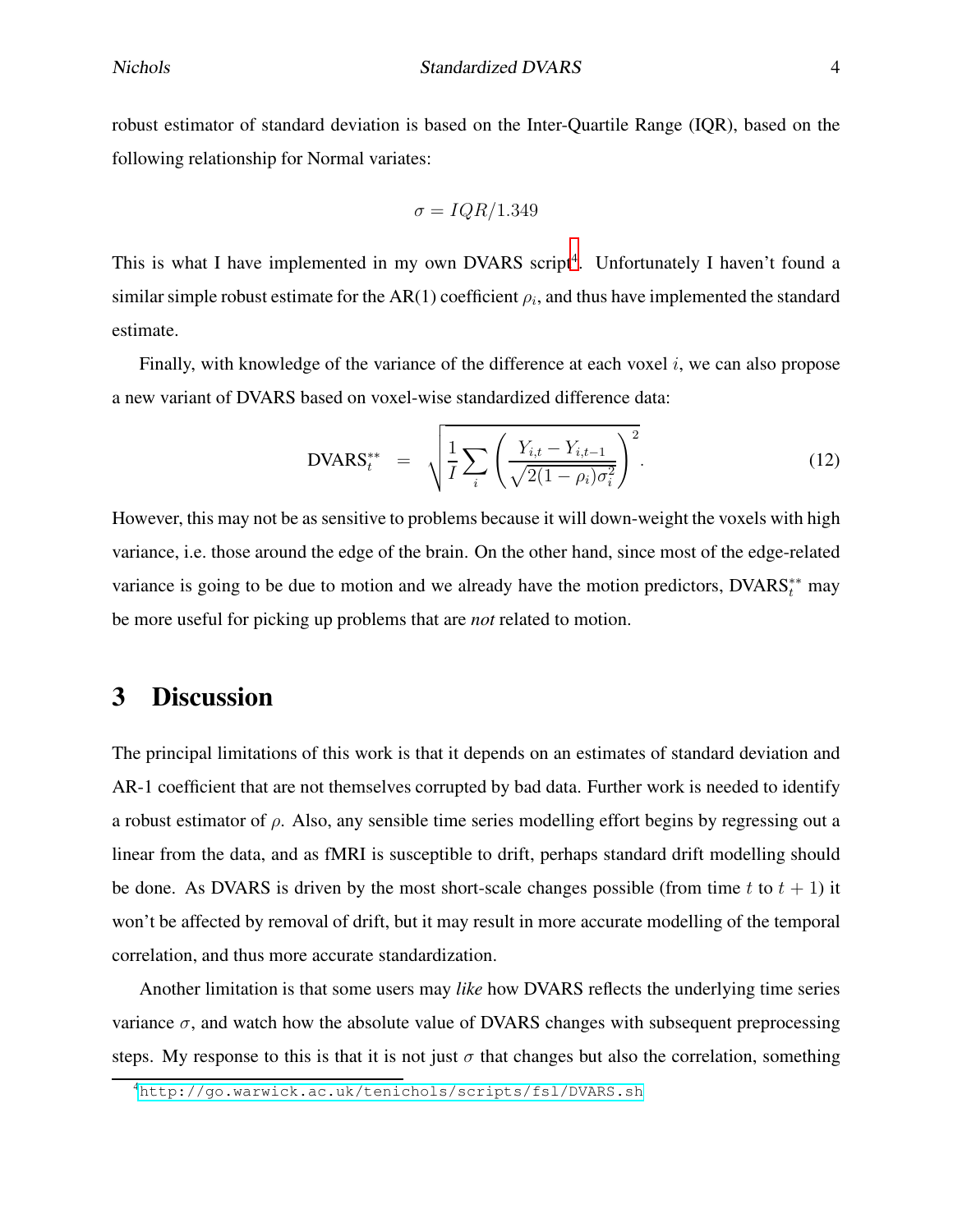robust estimator of standard deviation is based on the Inter-Quartile Range (IQR), based on the following relationship for Normal variates:

$$\sigma = IQR/1.349$$

This is what I have implemented in my own DVARS script[4]. Unfortunately I haven't found a similar simple robust estimate for the AR(1) coefficient $\rho_i$, and thus have implemented the standard estimate.

Finally, with knowledge of the variance of the difference at each voxel $i$, we can also propose a new variant of DVARS based on voxel-wise standardized difference data:

$$\text{DVARS}^{**}_t \quad = \quad \sqrt{\frac{1}{I}\sum_i \left(\frac{Y_{i,t} - Y_{i,t-1}}{\sqrt{2(1-\rho_i)\sigma_i^2}}\right)^2}. \tag{12}$$

However, this may not be as sensitive to problems because it will down-weight the voxels with high variance, i.e. those around the edge of the brain. On the other hand, since most of the edge-related variance is going to be due to motion and we already have the motion predictors, $\text{DVARS}^{**}_t$ may be more useful for picking up problems that are *not* related to motion.

# 3 Discussion

The principal limitations of this work is that it depends on an estimates of standard deviation and AR-1 coefficient that are not themselves corrupted by bad data. Further work is needed to identify a robust estimator of $\rho$. Also, any sensible time series modelling effort begins by regressing out a linear from the data, and as fMRI is susceptible to drift, perhaps standard drift modelling should be done. As DVARS is driven by the most short-scale changes possible (from time $t$ to $t+1$) it won't be affected by removal of drift, but it may result in more accurate modelling of the temporal correlation, and thus more accurate standardization.

Another limitation is that some users may *like* how DVARS reflects the underlying time series variance $\sigma$, and watch how the absolute value of DVARS changes with subsequent preprocessing steps. My response to this is that it is not just $\sigma$ that changes but also the correlation, something

[4] http://go.warwick.ac.uk/tenichols/scripts/fsl/DVARS.sh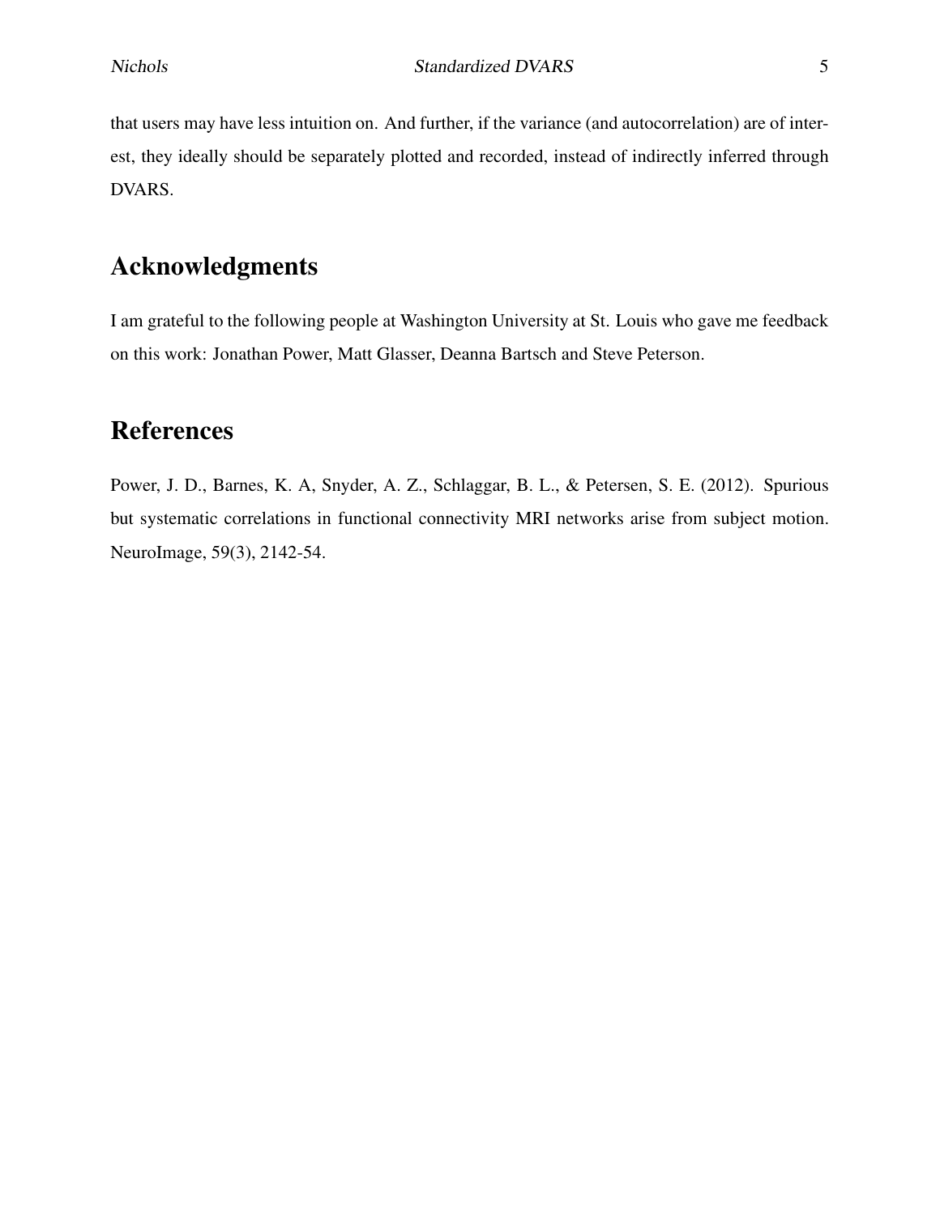that users may have less intuition on. And further, if the variance (and autocorrelation) are of interest, they ideally should be separately plotted and recorded, instead of indirectly inferred through DVARS.

## Acknowledgments

I am grateful to the following people at Washington University at St. Louis who gave me feedback on this work: Jonathan Power, Matt Glasser, Deanna Bartsch and Steve Peterson.

## References

Power, J. D., Barnes, K. A, Snyder, A. Z., Schlaggar, B. L., & Petersen, S. E. (2012). Spurious but systematic correlations in functional connectivity MRI networks arise from subject motion. NeuroImage, 59(3), 2142-54.